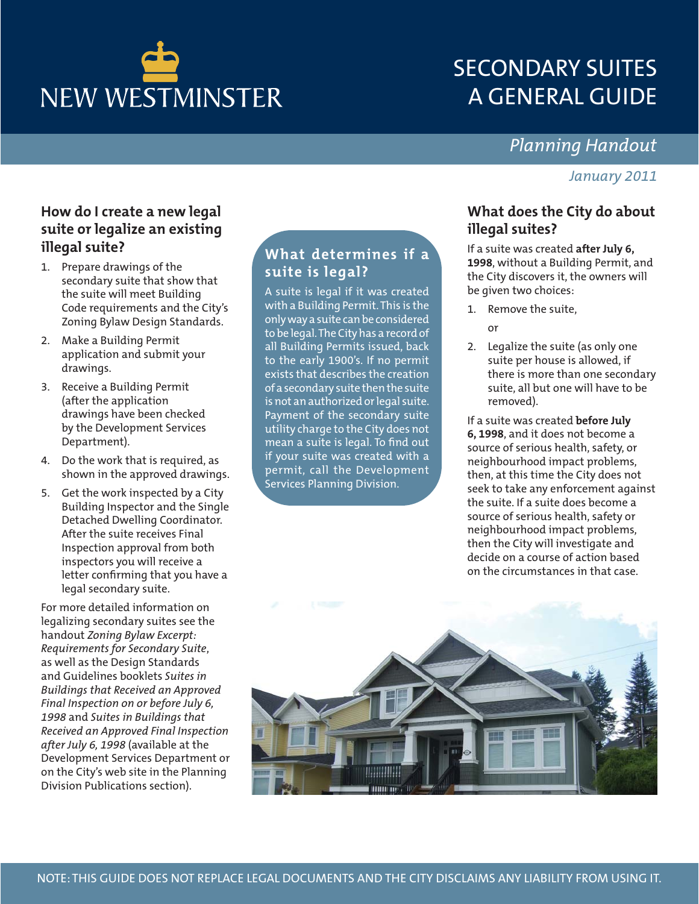NEW WESTMINSTER

# SECONDARY SUITES A GENERAL GUIDE

*Planning Handout*

*January 2011*

## How do I create a new legal suite or legalize an existing illegal suite?

1. Prepare drawings of the secondary suite that show that the suite will meet Building Code requirements and the City's Zoning Bylaw Design Standards.
2. Make a Building Permit application and submit your drawings.
3. Receive a Building Permit (after the application drawings have been checked by the Development Services Department).
4. Do the work that is required, as shown in the approved drawings.
5. Get the work inspected by a City Building Inspector and the Single Detached Dwelling Coordinator. After the suite receives Final Inspection approval from both inspectors you will receive a letter confirming that you have a legal secondary suite.

For more detailed information on legalizing secondary suites see the handout *Zoning Bylaw Excerpt: Requirements for Secondary Suite*, as well as the Design Standards and Guidelines booklets *Suites in Buildings that Received an Approved Final Inspection on or before July 6, 1998* and *Suites in Buildings that Received an Approved Final Inspection after July 6, 1998* (available at the Development Services Department or on the City's web site in the Planning Division Publications section).

## What determines if a suite is legal?

A suite is legal if it was created with a Building Permit. This is the only way a suite can be considered to be legal. The City has a record of all Building Permits issued, back to the early 1900's. If no permit exists that describes the creation of a secondary suite then the suite is not an authorized or legal suite. Payment of the secondary suite utility charge to the City does not mean a suite is legal. To find out if your suite was created with a permit, call the Development Services Planning Division.

## What does the City do about illegal suites?

If a suite was created **after July 6, 1998**, without a Building Permit, and the City discovers it, the owners will be given two choices:

1. Remove the suite,

   or

2. Legalize the suite (as only one suite per house is allowed, if there is more than one secondary suite, all but one will have to be removed).

If a suite was created **before July 6, 1998**, and it does not become a source of serious health, safety, or neighbourhood impact problems, then, at this time the City does not seek to take any enforcement against the suite. If a suite does become a source of serious health, safety or neighbourhood impact problems, then the City will investigate and decide on a course of action based on the circumstances in that case.

NOTE: THIS GUIDE DOES NOT REPLACE LEGAL DOCUMENTS AND THE CITY DISCLAIMS ANY LIABILITY FROM USING IT.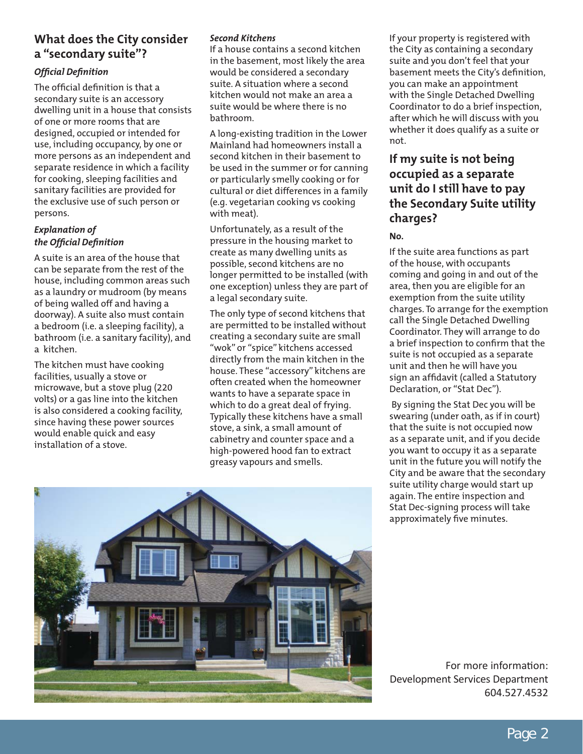## What does the City consider a "secondary suite"?

### *Official Definition*

The official definition is that a secondary suite is an accessory dwelling unit in a house that consists of one or more rooms that are designed, occupied or intended for use, including occupancy, by one or more persons as an independent and separate residence in which a facility for cooking, sleeping facilities and sanitary facilities are provided for the exclusive use of such person or persons.

### *Explanation of the Official Definition*

A suite is an area of the house that can be separate from the rest of the house, including common areas such as a laundry or mudroom (by means of being walled off and having a doorway). A suite also must contain a bedroom (i.e. a sleeping facility), a bathroom (i.e. a sanitary facility), and a kitchen.

The kitchen must have cooking facilities, usually a stove or microwave, but a stove plug (220 volts) or a gas line into the kitchen is also considered a cooking facility, since having these power sources would enable quick and easy installation of a stove.

### *Second Kitchens*

If a house contains a second kitchen in the basement, most likely the area would be considered a secondary suite. A situation where a second kitchen would not make an area a suite would be where there is no bathroom.

A long-existing tradition in the Lower Mainland had homeowners install a second kitchen in their basement to be used in the summer or for canning or particularly smelly cooking or for cultural or diet differences in a family (e.g. vegetarian cooking vs cooking with meat).

Unfortunately, as a result of the pressure in the housing market to create as many dwelling units as possible, second kitchens are no longer permitted to be installed (with one exception) unless they are part of a legal secondary suite.

The only type of second kitchens that are permitted to be installed without creating a secondary suite are small "wok" or "spice" kitchens accessed directly from the main kitchen in the house. These "accessory" kitchens are often created when the homeowner wants to have a separate space in which to do a great deal of frying. Typically these kitchens have a small stove, a sink, a small amount of cabinetry and counter space and a high-powered hood fan to extract greasy vapours and smells.

If your property is registered with the City as containing a secondary suite and you don't feel that your basement meets the City's definition, you can make an appointment with the Single Detached Dwelling Coordinator to do a brief inspection, after which he will discuss with you whether it does qualify as a suite or not.

## If my suite is not being occupied as a separate unit do I still have to pay the Secondary Suite utility charges?

**No.**

If the suite area functions as part of the house, with occupants coming and going in and out of the area, then you are eligible for an exemption from the suite utility charges. To arrange for the exemption call the Single Detached Dwelling Coordinator. They will arrange to do a brief inspection to confirm that the suite is not occupied as a separate unit and then he will have you sign an affidavit (called a Statutory Declaration, or "Stat Dec").

By signing the Stat Dec you will be swearing (under oath, as if in court) that the suite is not occupied now as a separate unit, and if you decide you want to occupy it as a separate unit in the future you will notify the City and be aware that the secondary suite utility charge would start up again. The entire inspection and Stat Dec-signing process will take approximately five minutes.

For more information:
Development Services Department
604.527.4532